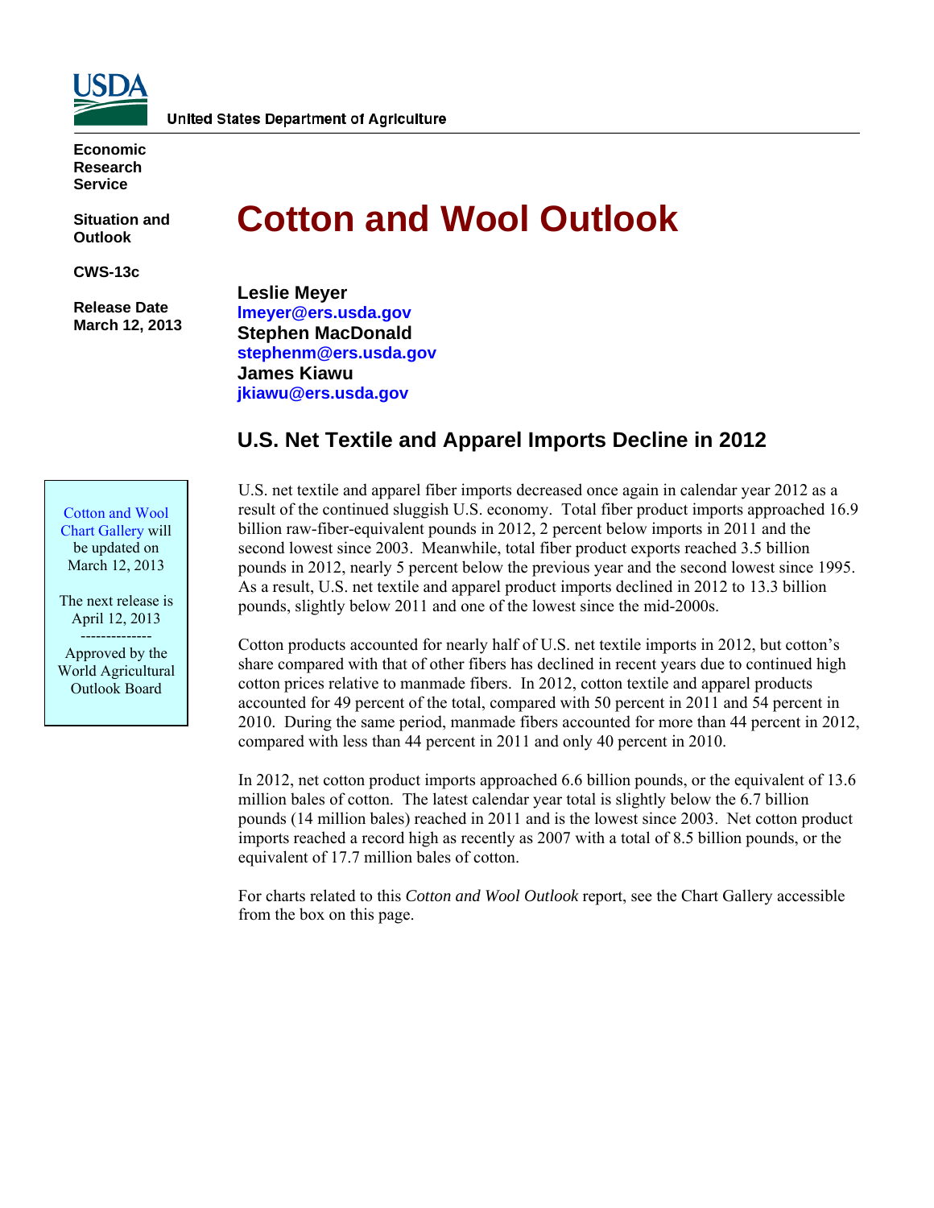United States Department of Agriculture

**Economic Research Service**

**Situation and Outlook**

**CWS-13c**

**Release Date March 12, 2013**

# Cotton and Wool Outlook

**Leslie Meyer**
**lmeyer@ers.usda.gov**
**Stephen MacDonald**
**stephenm@ers.usda.gov**
**James Kiawu**
**jkiawu@ers.usda.gov**

Cotton and Wool Chart Gallery will be updated on March 12, 2013

The next release is April 12, 2013

--------------

Approved by the World Agricultural Outlook Board

## U.S. Net Textile and Apparel Imports Decline in 2012

U.S. net textile and apparel fiber imports decreased once again in calendar year 2012 as a result of the continued sluggish U.S. economy. Total fiber product imports approached 16.9 billion raw-fiber-equivalent pounds in 2012, 2 percent below imports in 2011 and the second lowest since 2003. Meanwhile, total fiber product exports reached 3.5 billion pounds in 2012, nearly 5 percent below the previous year and the second lowest since 1995. As a result, U.S. net textile and apparel product imports declined in 2012 to 13.3 billion pounds, slightly below 2011 and one of the lowest since the mid-2000s.

Cotton products accounted for nearly half of U.S. net textile imports in 2012, but cotton's share compared with that of other fibers has declined in recent years due to continued high cotton prices relative to manmade fibers. In 2012, cotton textile and apparel products accounted for 49 percent of the total, compared with 50 percent in 2011 and 54 percent in 2010. During the same period, manmade fibers accounted for more than 44 percent in 2012, compared with less than 44 percent in 2011 and only 40 percent in 2010.

In 2012, net cotton product imports approached 6.6 billion pounds, or the equivalent of 13.6 million bales of cotton. The latest calendar year total is slightly below the 6.7 billion pounds (14 million bales) reached in 2011 and is the lowest since 2003. Net cotton product imports reached a record high as recently as 2007 with a total of 8.5 billion pounds, or the equivalent of 17.7 million bales of cotton.

For charts related to this *Cotton and Wool Outlook* report, see the Chart Gallery accessible from the box on this page.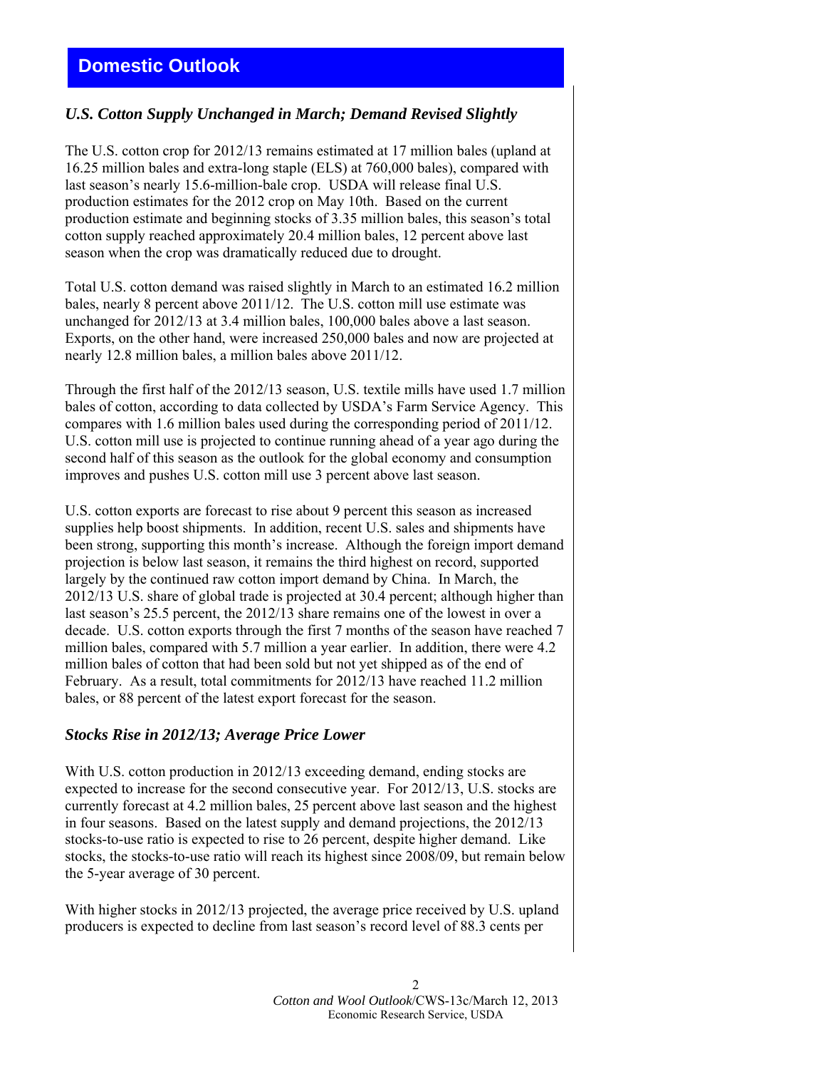## Domestic Outlook

### *U.S. Cotton Supply Unchanged in March; Demand Revised Slightly*

The U.S. cotton crop for 2012/13 remains estimated at 17 million bales (upland at 16.25 million bales and extra-long staple (ELS) at 760,000 bales), compared with last season's nearly 15.6-million-bale crop. USDA will release final U.S. production estimates for the 2012 crop on May 10th. Based on the current production estimate and beginning stocks of 3.35 million bales, this season's total cotton supply reached approximately 20.4 million bales, 12 percent above last season when the crop was dramatically reduced due to drought.

Total U.S. cotton demand was raised slightly in March to an estimated 16.2 million bales, nearly 8 percent above 2011/12. The U.S. cotton mill use estimate was unchanged for 2012/13 at 3.4 million bales, 100,000 bales above a last season. Exports, on the other hand, were increased 250,000 bales and now are projected at nearly 12.8 million bales, a million bales above 2011/12.

Through the first half of the 2012/13 season, U.S. textile mills have used 1.7 million bales of cotton, according to data collected by USDA's Farm Service Agency. This compares with 1.6 million bales used during the corresponding period of 2011/12. U.S. cotton mill use is projected to continue running ahead of a year ago during the second half of this season as the outlook for the global economy and consumption improves and pushes U.S. cotton mill use 3 percent above last season.

U.S. cotton exports are forecast to rise about 9 percent this season as increased supplies help boost shipments. In addition, recent U.S. sales and shipments have been strong, supporting this month's increase. Although the foreign import demand projection is below last season, it remains the third highest on record, supported largely by the continued raw cotton import demand by China. In March, the 2012/13 U.S. share of global trade is projected at 30.4 percent; although higher than last season's 25.5 percent, the 2012/13 share remains one of the lowest in over a decade. U.S. cotton exports through the first 7 months of the season have reached 7 million bales, compared with 5.7 million a year earlier. In addition, there were 4.2 million bales of cotton that had been sold but not yet shipped as of the end of February. As a result, total commitments for 2012/13 have reached 11.2 million bales, or 88 percent of the latest export forecast for the season.

### *Stocks Rise in 2012/13; Average Price Lower*

With U.S. cotton production in 2012/13 exceeding demand, ending stocks are expected to increase for the second consecutive year. For 2012/13, U.S. stocks are currently forecast at 4.2 million bales, 25 percent above last season and the highest in four seasons. Based on the latest supply and demand projections, the 2012/13 stocks-to-use ratio is expected to rise to 26 percent, despite higher demand. Like stocks, the stocks-to-use ratio will reach its highest since 2008/09, but remain below the 5-year average of 30 percent.

With higher stocks in 2012/13 projected, the average price received by U.S. upland producers is expected to decline from last season's record level of 88.3 cents per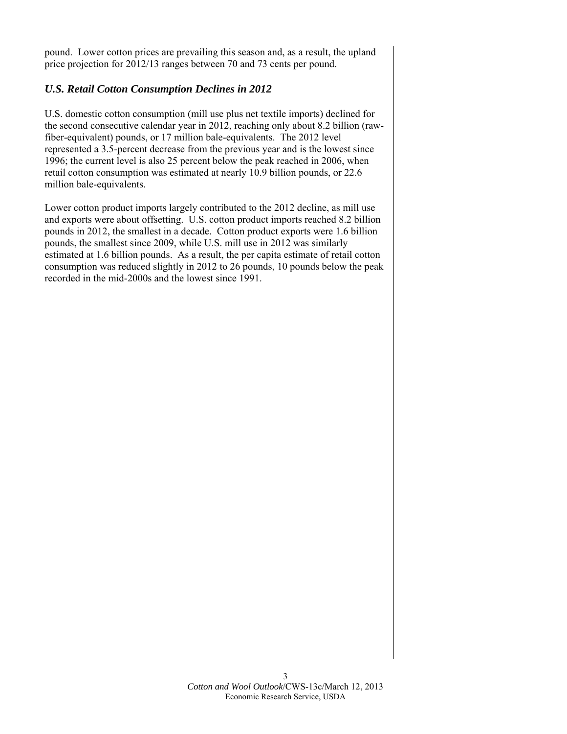pound. Lower cotton prices are prevailing this season and, as a result, the upland price projection for 2012/13 ranges between 70 and 73 cents per pound.

### *U.S. Retail Cotton Consumption Declines in 2012*

U.S. domestic cotton consumption (mill use plus net textile imports) declined for the second consecutive calendar year in 2012, reaching only about 8.2 billion (raw-fiber-equivalent) pounds, or 17 million bale-equivalents. The 2012 level represented a 3.5-percent decrease from the previous year and is the lowest since 1996; the current level is also 25 percent below the peak reached in 2006, when retail cotton consumption was estimated at nearly 10.9 billion pounds, or 22.6 million bale-equivalents.

Lower cotton product imports largely contributed to the 2012 decline, as mill use and exports were about offsetting. U.S. cotton product imports reached 8.2 billion pounds in 2012, the smallest in a decade. Cotton product exports were 1.6 billion pounds, the smallest since 2009, while U.S. mill use in 2012 was similarly estimated at 1.6 billion pounds. As a result, the per capita estimate of retail cotton consumption was reduced slightly in 2012 to 26 pounds, 10 pounds below the peak recorded in the mid-2000s and the lowest since 1991.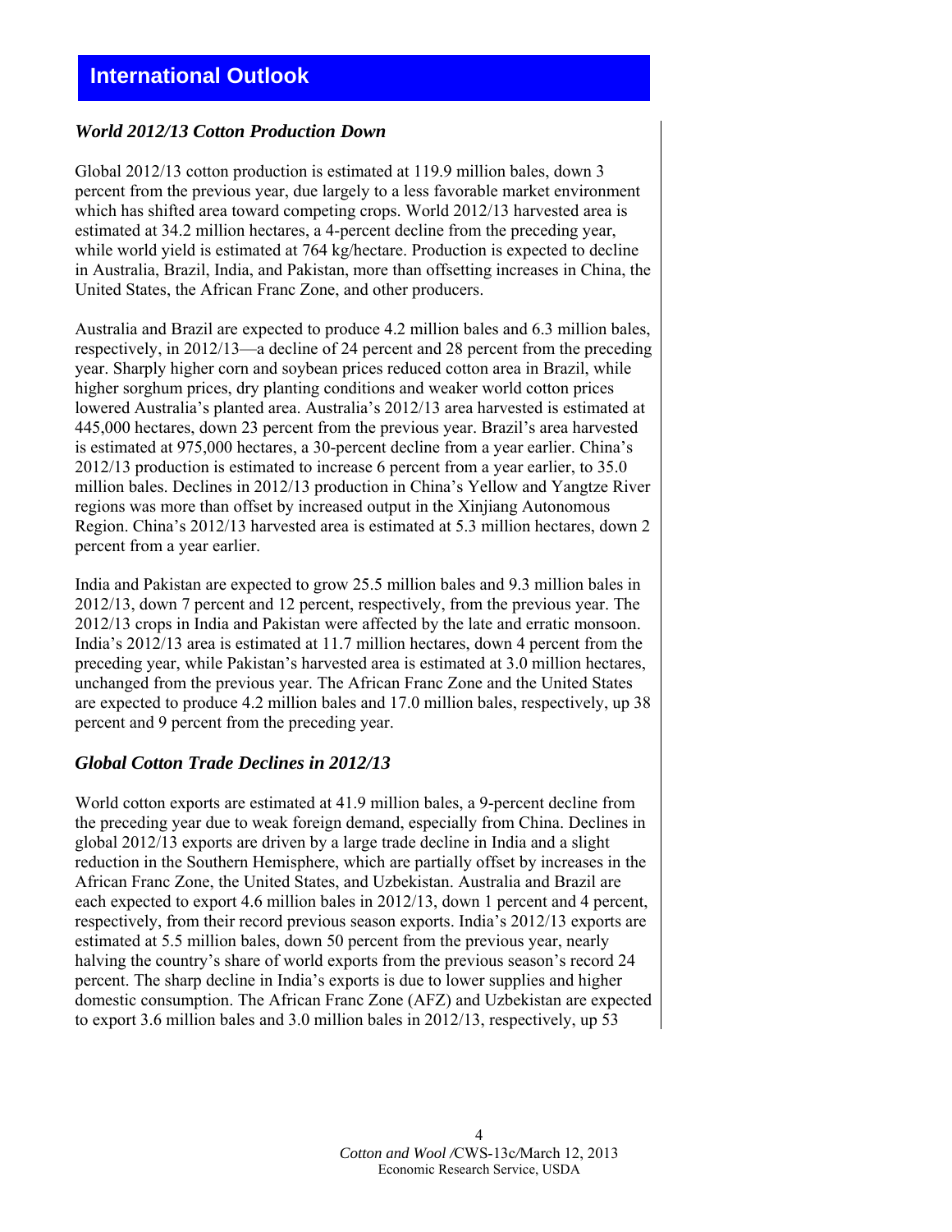## International Outlook

### *World 2012/13 Cotton Production Down*

Global 2012/13 cotton production is estimated at 119.9 million bales, down 3 percent from the previous year, due largely to a less favorable market environment which has shifted area toward competing crops. World 2012/13 harvested area is estimated at 34.2 million hectares, a 4-percent decline from the preceding year, while world yield is estimated at 764 kg/hectare. Production is expected to decline in Australia, Brazil, India, and Pakistan, more than offsetting increases in China, the United States, the African Franc Zone, and other producers.

Australia and Brazil are expected to produce 4.2 million bales and 6.3 million bales, respectively, in 2012/13—a decline of 24 percent and 28 percent from the preceding year. Sharply higher corn and soybean prices reduced cotton area in Brazil, while higher sorghum prices, dry planting conditions and weaker world cotton prices lowered Australia's planted area. Australia's 2012/13 area harvested is estimated at 445,000 hectares, down 23 percent from the previous year. Brazil's area harvested is estimated at 975,000 hectares, a 30-percent decline from a year earlier. China's 2012/13 production is estimated to increase 6 percent from a year earlier, to 35.0 million bales. Declines in 2012/13 production in China's Yellow and Yangtze River regions was more than offset by increased output in the Xinjiang Autonomous Region. China's 2012/13 harvested area is estimated at 5.3 million hectares, down 2 percent from a year earlier.

India and Pakistan are expected to grow 25.5 million bales and 9.3 million bales in 2012/13, down 7 percent and 12 percent, respectively, from the previous year. The 2012/13 crops in India and Pakistan were affected by the late and erratic monsoon. India's 2012/13 area is estimated at 11.7 million hectares, down 4 percent from the preceding year, while Pakistan's harvested area is estimated at 3.0 million hectares, unchanged from the previous year. The African Franc Zone and the United States are expected to produce 4.2 million bales and 17.0 million bales, respectively, up 38 percent and 9 percent from the preceding year.

### *Global Cotton Trade Declines in 2012/13*

World cotton exports are estimated at 41.9 million bales, a 9-percent decline from the preceding year due to weak foreign demand, especially from China. Declines in global 2012/13 exports are driven by a large trade decline in India and a slight reduction in the Southern Hemisphere, which are partially offset by increases in the African Franc Zone, the United States, and Uzbekistan. Australia and Brazil are each expected to export 4.6 million bales in 2012/13, down 1 percent and 4 percent, respectively, from their record previous season exports. India's 2012/13 exports are estimated at 5.5 million bales, down 50 percent from the previous year, nearly halving the country's share of world exports from the previous season's record 24 percent. The sharp decline in India's exports is due to lower supplies and higher domestic consumption. The African Franc Zone (AFZ) and Uzbekistan are expected to export 3.6 million bales and 3.0 million bales in 2012/13, respectively, up 53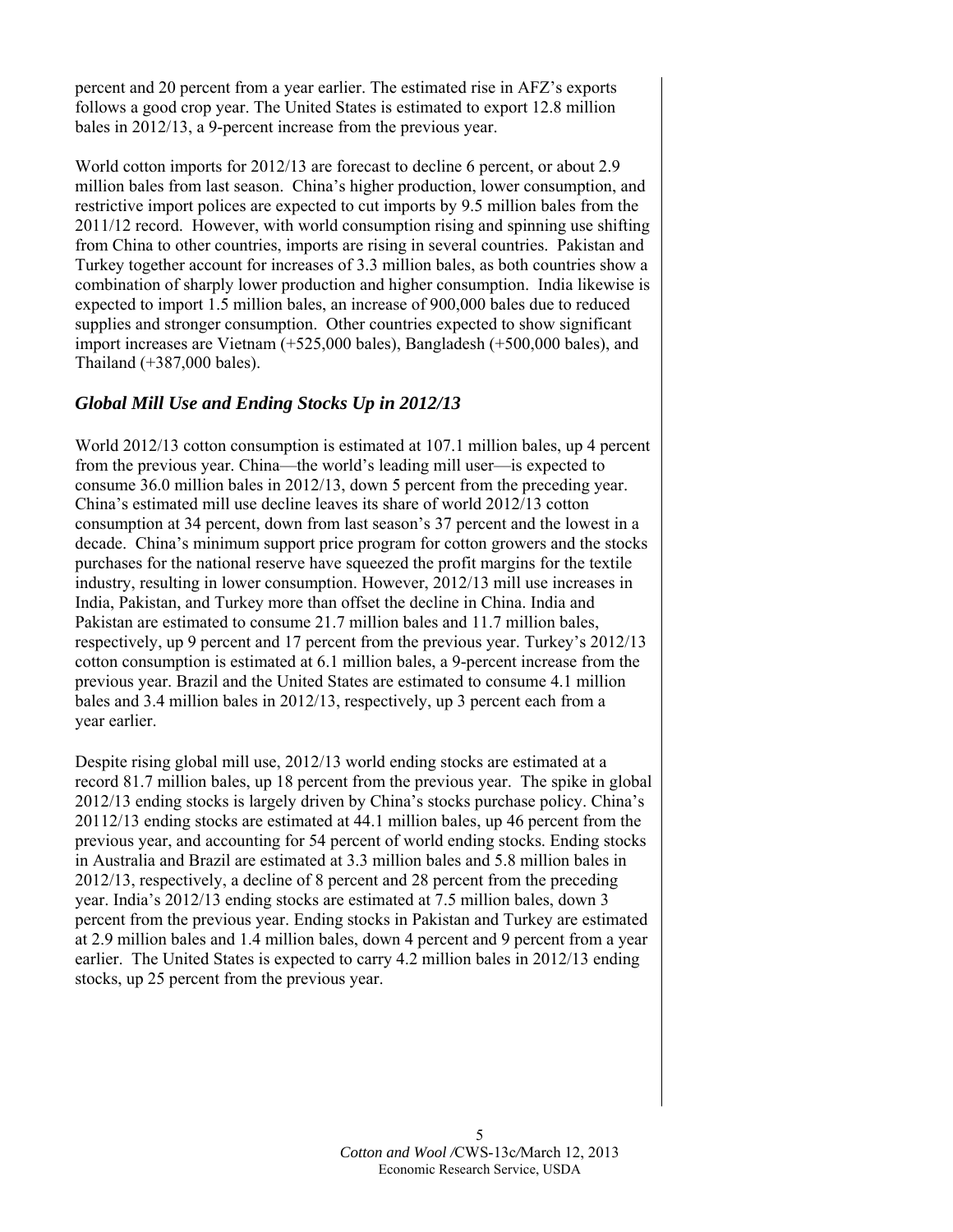percent and 20 percent from a year earlier. The estimated rise in AFZ's exports follows a good crop year. The United States is estimated to export 12.8 million bales in 2012/13, a 9-percent increase from the previous year.

World cotton imports for 2012/13 are forecast to decline 6 percent, or about 2.9 million bales from last season. China's higher production, lower consumption, and restrictive import polices are expected to cut imports by 9.5 million bales from the 2011/12 record. However, with world consumption rising and spinning use shifting from China to other countries, imports are rising in several countries. Pakistan and Turkey together account for increases of 3.3 million bales, as both countries show a combination of sharply lower production and higher consumption. India likewise is expected to import 1.5 million bales, an increase of 900,000 bales due to reduced supplies and stronger consumption. Other countries expected to show significant import increases are Vietnam (+525,000 bales), Bangladesh (+500,000 bales), and Thailand (+387,000 bales).

## *Global Mill Use and Ending Stocks Up in 2012/13*

World 2012/13 cotton consumption is estimated at 107.1 million bales, up 4 percent from the previous year. China—the world's leading mill user—is expected to consume 36.0 million bales in 2012/13, down 5 percent from the preceding year. China's estimated mill use decline leaves its share of world 2012/13 cotton consumption at 34 percent, down from last season's 37 percent and the lowest in a decade. China's minimum support price program for cotton growers and the stocks purchases for the national reserve have squeezed the profit margins for the textile industry, resulting in lower consumption. However, 2012/13 mill use increases in India, Pakistan, and Turkey more than offset the decline in China. India and Pakistan are estimated to consume 21.7 million bales and 11.7 million bales, respectively, up 9 percent and 17 percent from the previous year. Turkey's 2012/13 cotton consumption is estimated at 6.1 million bales, a 9-percent increase from the previous year. Brazil and the United States are estimated to consume 4.1 million bales and 3.4 million bales in 2012/13, respectively, up 3 percent each from a year earlier.

Despite rising global mill use, 2012/13 world ending stocks are estimated at a record 81.7 million bales, up 18 percent from the previous year. The spike in global 2012/13 ending stocks is largely driven by China's stocks purchase policy. China's 20112/13 ending stocks are estimated at 44.1 million bales, up 46 percent from the previous year, and accounting for 54 percent of world ending stocks. Ending stocks in Australia and Brazil are estimated at 3.3 million bales and 5.8 million bales in 2012/13, respectively, a decline of 8 percent and 28 percent from the preceding year. India's 2012/13 ending stocks are estimated at 7.5 million bales, down 3 percent from the previous year. Ending stocks in Pakistan and Turkey are estimated at 2.9 million bales and 1.4 million bales, down 4 percent and 9 percent from a year earlier. The United States is expected to carry 4.2 million bales in 2012/13 ending stocks, up 25 percent from the previous year.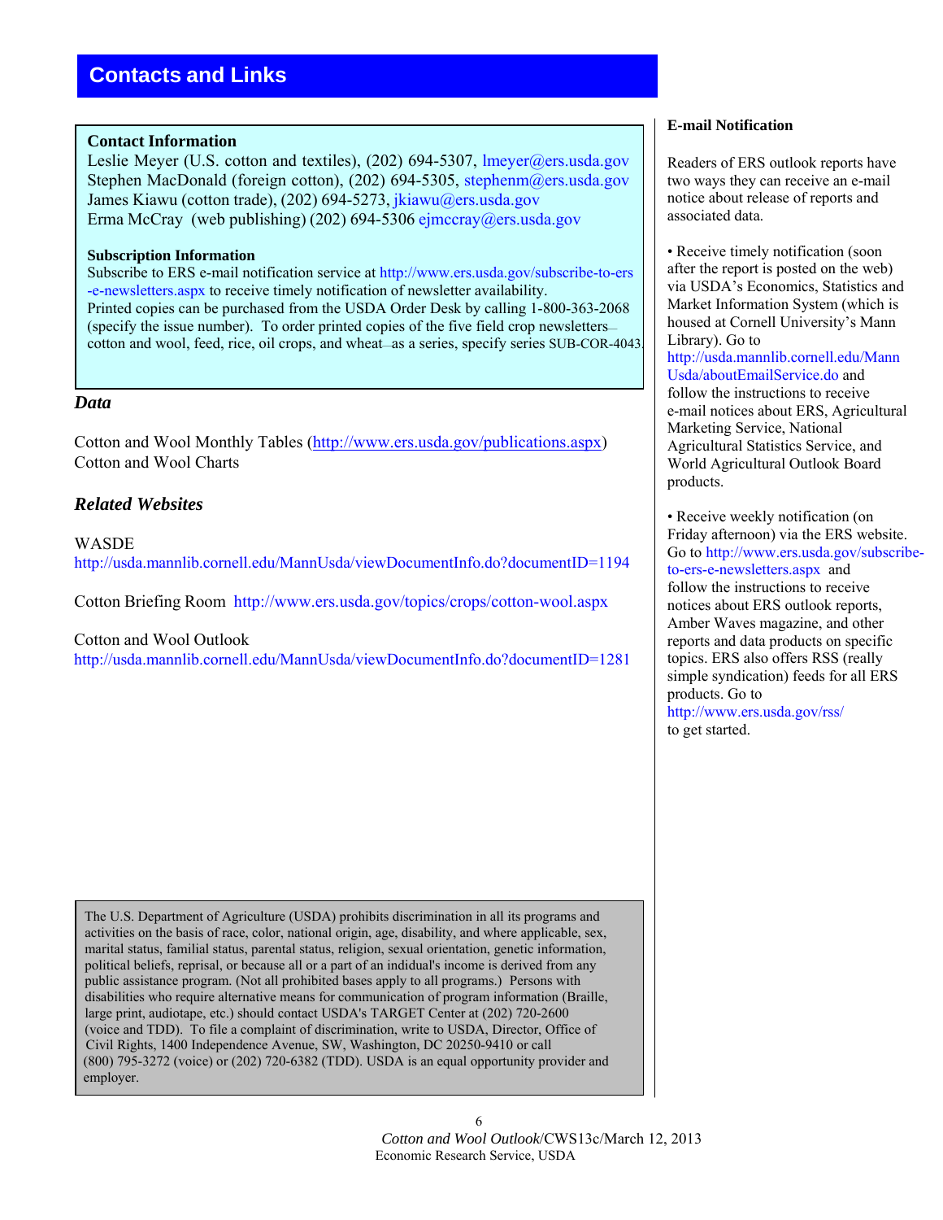# Contacts and Links

**Contact Information**

Leslie Meyer (U.S. cotton and textiles), (202) 694-5307, lmeyer@ers.usda.gov
Stephen MacDonald (foreign cotton), (202) 694-5305, stephenm@ers.usda.gov
James Kiawu (cotton trade), (202) 694-5273, jkiawu@ers.usda.gov
Erma McCray (web publishing) (202) 694-5306 ejmccray@ers.usda.gov

**Subscription Information**

Subscribe to ERS e-mail notification service at http://www.ers.usda.gov/subscribe-to-ers-e-newsletters.aspx to receive timely notification of newsletter availability.
Printed copies can be purchased from the USDA Order Desk by calling 1-800-363-2068 (specify the issue number). To order printed copies of the five field crop newsletters—cotton and wool, feed, rice, oil crops, and wheat—as a series, specify series SUB-COR-4043.

## *Data*

Cotton and Wool Monthly Tables (http://www.ers.usda.gov/publications.aspx)
Cotton and Wool Charts

## *Related Websites*

WASDE
http://usda.mannlib.cornell.edu/MannUsda/viewDocumentInfo.do?documentID=1194

Cotton Briefing Room http://www.ers.usda.gov/topics/crops/cotton-wool.aspx

Cotton and Wool Outlook
http://usda.mannlib.cornell.edu/MannUsda/viewDocumentInfo.do?documentID=1281

The U.S. Department of Agriculture (USDA) prohibits discrimination in all its programs and activities on the basis of race, color, national origin, age, disability, and where applicable, sex, marital status, familial status, parental status, religion, sexual orientation, genetic information, political beliefs, reprisal, or because all or a part of an indidual's income is derived from any public assistance program. (Not all prohibited bases apply to all programs.) Persons with disabilities who require alternative means for communication of program information (Braille, large print, audiotape, etc.) should contact USDA's TARGET Center at (202) 720-2600 (voice and TDD). To file a complaint of discrimination, write to USDA, Director, Office of Civil Rights, 1400 Independence Avenue, SW, Washington, DC 20250-9410 or call (800) 795-3272 (voice) or (202) 720-6382 (TDD). USDA is an equal opportunity provider and employer.

**E-mail Notification**

Readers of ERS outlook reports have two ways they can receive an e-mail notice about release of reports and associated data.

- Receive timely notification (soon after the report is posted on the web) via USDA's Economics, Statistics and Market Information System (which is housed at Cornell University's Mann Library). Go to http://usda.mannlib.cornell.edu/MannUsda/aboutEmailService.do and follow the instructions to receive e-mail notices about ERS, Agricultural Marketing Service, National Agricultural Statistics Service, and World Agricultural Outlook Board products.

- Receive weekly notification (on Friday afternoon) via the ERS website. Go to http://www.ers.usda.gov/subscribe-to-ers-e-newsletters.aspx and follow the instructions to receive notices about ERS outlook reports, Amber Waves magazine, and other reports and data products on specific topics. ERS also offers RSS (really simple syndication) feeds for all ERS products. Go to http://www.ers.usda.gov/rss/ to get started.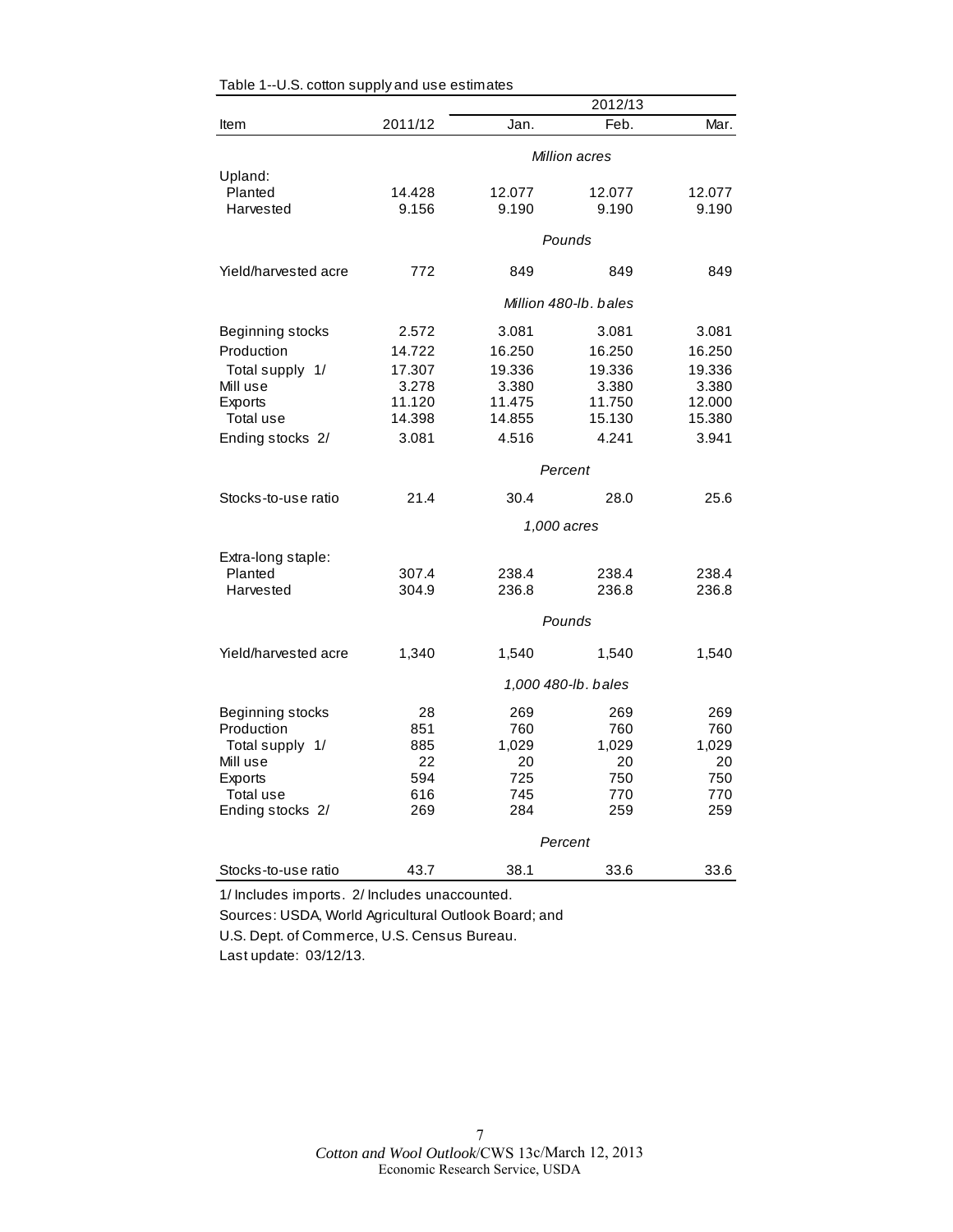Table 1--U.S. cotton supply and use estimates

| Item | 2011/12 | 2012/13 Jan. | 2012/13 Feb. | 2012/13 Mar. |
|---|---|---|---|---|
| | | *Million acres* | | |
| Upland: | | | | |
| Planted | 14.428 | 12.077 | 12.077 | 12.077 |
| Harvested | 9.156 | 9.190 | 9.190 | 9.190 |
| | | *Pounds* | | |
| Yield/harvested acre | 772 | 849 | 849 | 849 |
| | | *Million 480-lb. bales* | | |
| Beginning stocks | 2.572 | 3.081 | 3.081 | 3.081 |
| Production | 14.722 | 16.250 | 16.250 | 16.250 |
| Total supply 1/ | 17.307 | 19.336 | 19.336 | 19.336 |
| Mill use | 3.278 | 3.380 | 3.380 | 3.380 |
| Exports | 11.120 | 11.475 | 11.750 | 12.000 |
| Total use | 14.398 | 14.855 | 15.130 | 15.380 |
| Ending stocks 2/ | 3.081 | 4.516 | 4.241 | 3.941 |
| | | *Percent* | | |
| Stocks-to-use ratio | 21.4 | 30.4 | 28.0 | 25.6 |
| | | *1,000 acres* | | |
| Extra-long staple: | | | | |
| Planted | 307.4 | 238.4 | 238.4 | 238.4 |
| Harvested | 304.9 | 236.8 | 236.8 | 236.8 |
| | | *Pounds* | | |
| Yield/harvested acre | 1,340 | 1,540 | 1,540 | 1,540 |
| | | *1,000 480-lb. bales* | | |
| Beginning stocks | 28 | 269 | 269 | 269 |
| Production | 851 | 760 | 760 | 760 |
| Total supply 1/ | 885 | 1,029 | 1,029 | 1,029 |
| Mill use | 22 | 20 | 20 | 20 |
| Exports | 594 | 725 | 750 | 750 |
| Total use | 616 | 745 | 770 | 770 |
| Ending stocks 2/ | 269 | 284 | 259 | 259 |
| | | *Percent* | | |
| Stocks-to-use ratio | 43.7 | 38.1 | 33.6 | 33.6 |

1/ Includes imports. 2/ Includes unaccounted.

Sources: USDA, World Agricultural Outlook Board; and

U.S. Dept. of Commerce, U.S. Census Bureau.

Last update: 03/12/13.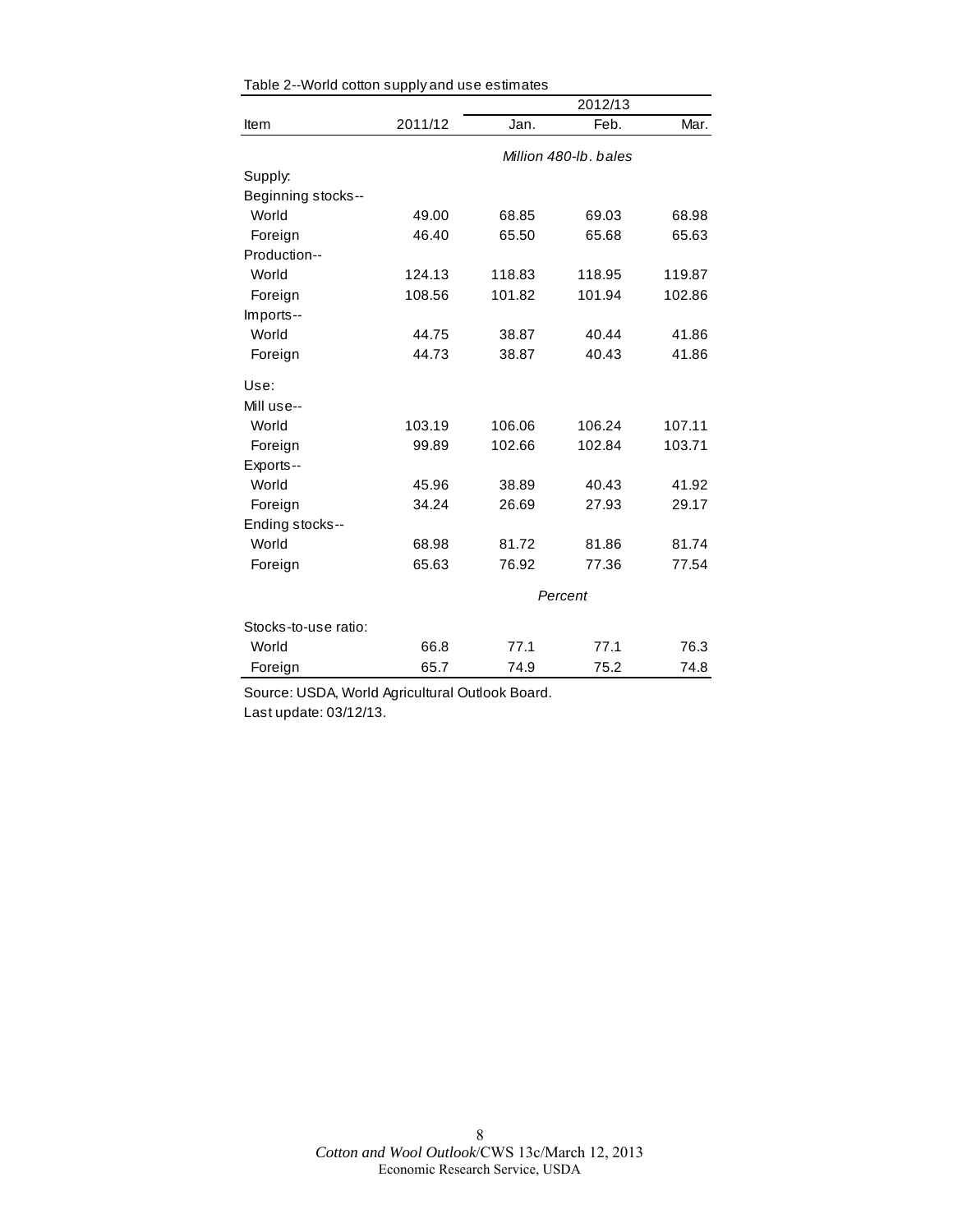Table 2--World cotton supply and use estimates

| Item | 2011/12 | 2012/13 | | |
|---|---|---|---|---|
| | | Jan. | Feb. | Mar. |
| | | *Million 480-lb. bales* | | |
| Supply: | | | | |
| Beginning stocks-- | | | | |
| World | 49.00 | 68.85 | 69.03 | 68.98 |
| Foreign | 46.40 | 65.50 | 65.68 | 65.63 |
| Production-- | | | | |
| World | 124.13 | 118.83 | 118.95 | 119.87 |
| Foreign | 108.56 | 101.82 | 101.94 | 102.86 |
| Imports-- | | | | |
| World | 44.75 | 38.87 | 40.44 | 41.86 |
| Foreign | 44.73 | 38.87 | 40.43 | 41.86 |
| Use: | | | | |
| Mill use-- | | | | |
| World | 103.19 | 106.06 | 106.24 | 107.11 |
| Foreign | 99.89 | 102.66 | 102.84 | 103.71 |
| Exports-- | | | | |
| World | 45.96 | 38.89 | 40.43 | 41.92 |
| Foreign | 34.24 | 26.69 | 27.93 | 29.17 |
| Ending stocks-- | | | | |
| World | 68.98 | 81.72 | 81.86 | 81.74 |
| Foreign | 65.63 | 76.92 | 77.36 | 77.54 |
| | | *Percent* | | |
| Stocks-to-use ratio: | | | | |
| World | 66.8 | 77.1 | 77.1 | 76.3 |
| Foreign | 65.7 | 74.9 | 75.2 | 74.8 |

Source: USDA, World Agricultural Outlook Board.
Last update: 03/12/13.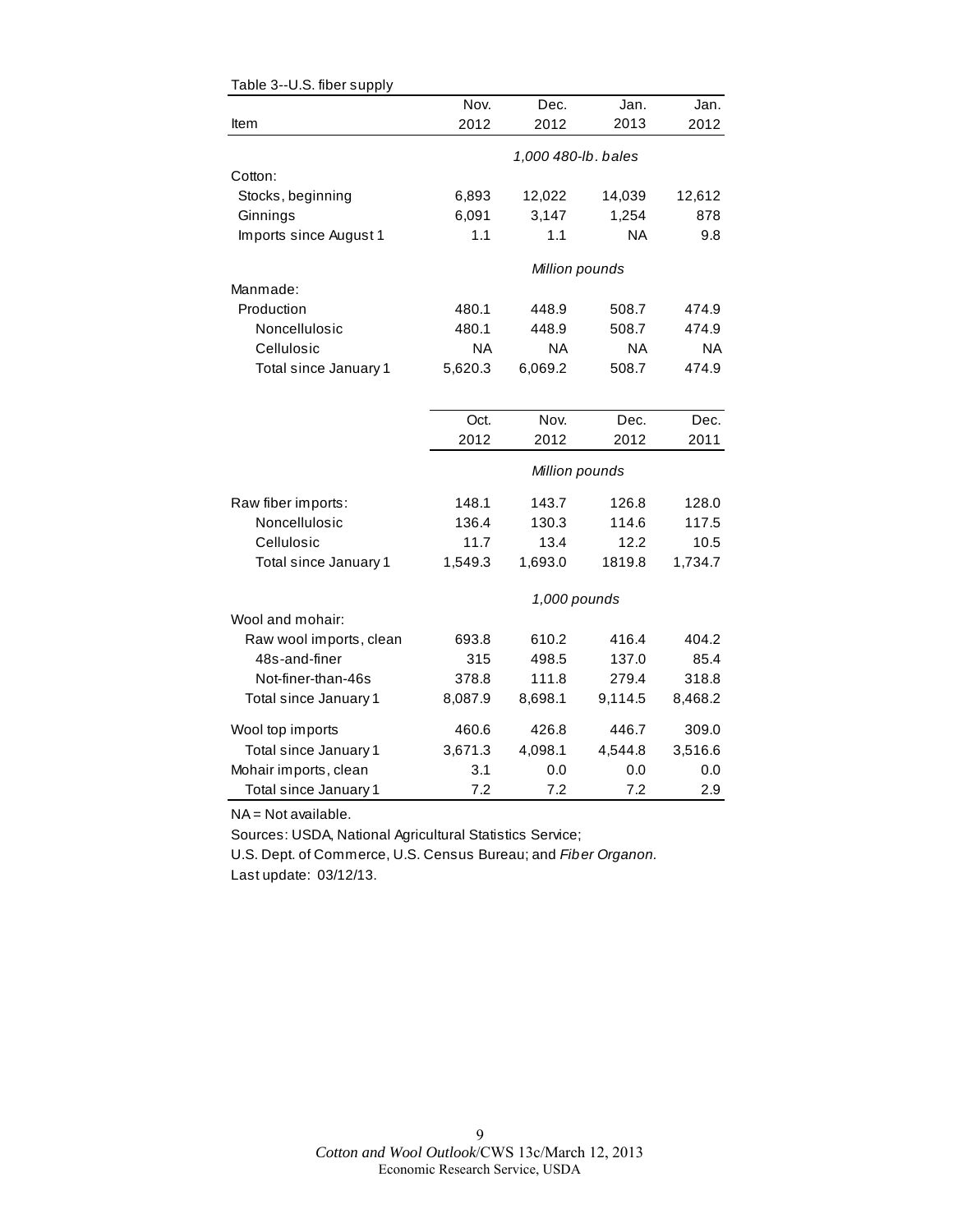Table 3--U.S. fiber supply

| Item | Nov. 2012 | Dec. 2012 | Jan. 2013 | Jan. 2012 |
|---|---|---|---|---|
| | *1,000 480-lb. bales* | | | |
| Cotton: | | | | |
| Stocks, beginning | 6,893 | 12,022 | 14,039 | 12,612 |
| Ginnings | 6,091 | 3,147 | 1,254 | 878 |
| Imports since August 1 | 1.1 | 1.1 | NA | 9.8 |
| | *Million pounds* | | | |
| Manmade: | | | | |
| Production | 480.1 | 448.9 | 508.7 | 474.9 |
| Noncellulosic | 480.1 | 448.9 | 508.7 | 474.9 |
| Cellulosic | NA | NA | NA | NA |
| Total since January 1 | 5,620.3 | 6,069.2 | 508.7 | 474.9 |

| Item | Oct. 2012 | Nov. 2012 | Dec. 2012 | Dec. 2011 |
|---|---|---|---|---|
| | *Million pounds* | | | |
| Raw fiber imports: | 148.1 | 143.7 | 126.8 | 128.0 |
| Noncellulosic | 136.4 | 130.3 | 114.6 | 117.5 |
| Cellulosic | 11.7 | 13.4 | 12.2 | 10.5 |
| Total since January 1 | 1,549.3 | 1,693.0 | 1819.8 | 1,734.7 |
| | *1,000 pounds* | | | |
| Wool and mohair: | | | | |
| Raw wool imports, clean | 693.8 | 610.2 | 416.4 | 404.2 |
| 48s-and-finer | 315 | 498.5 | 137.0 | 85.4 |
| Not-finer-than-46s | 378.8 | 111.8 | 279.4 | 318.8 |
| Total since January 1 | 8,087.9 | 8,698.1 | 9,114.5 | 8,468.2 |
| Wool top imports | 460.6 | 426.8 | 446.7 | 309.0 |
| Total since January 1 | 3,671.3 | 4,098.1 | 4,544.8 | 3,516.6 |
| Mohair imports, clean | 3.1 | 0.0 | 0.0 | 0.0 |
| Total since January 1 | 7.2 | 7.2 | 7.2 | 2.9 |

NA = Not available.

Sources: USDA, National Agricultural Statistics Service;

U.S. Dept. of Commerce, U.S. Census Bureau; and *Fiber Organon.*

Last update: 03/12/13.

*Cotton and Wool Outlook*/CWS 13c/March 12, 2013
Economic Research Service, USDA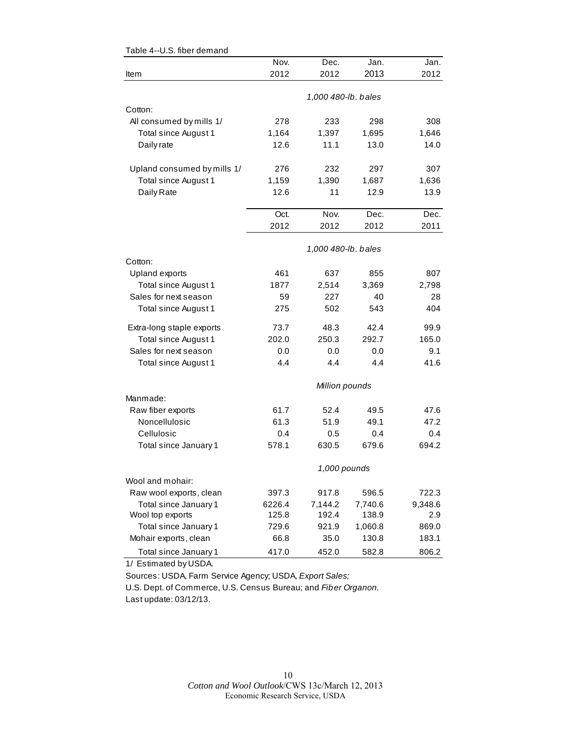Table 4--U.S. fiber demand

| Item | Nov. 2012 | Dec. 2012 | Jan. 2013 | Jan. 2012 |
|---|---|---|---|---|
| | *1,000 480-lb. bales* | | | |
| Cotton: | | | | |
| All consumed by mills 1/ | 278 | 233 | 298 | 308 |
| Total since August 1 | 1,164 | 1,397 | 1,695 | 1,646 |
| Daily rate | 12.6 | 11.1 | 13.0 | 14.0 |
| Upland consumed by mills 1/ | 276 | 232 | 297 | 307 |
| Total since August 1 | 1,159 | 1,390 | 1,687 | 1,636 |
| Daily Rate | 12.6 | 11 | 12.9 | 13.9 |
| | **Oct. 2012** | **Nov. 2012** | **Dec. 2012** | **Dec. 2011** |
| | *1,000 480-lb. bales* | | | |
| Cotton: | | | | |
| Upland exports | 461 | 637 | 855 | 807 |
| Total since August 1 | 1877 | 2,514 | 3,369 | 2,798 |
| Sales for next season | 59 | 227 | 40 | 28 |
| Total since August 1 | 275 | 502 | 543 | 404 |
| Extra-long staple exports | 73.7 | 48.3 | 42.4 | 99.9 |
| Total since August 1 | 202.0 | 250.3 | 292.7 | 165.0 |
| Sales for next season | 0.0 | 0.0 | 0.0 | 9.1 |
| Total since August 1 | 4.4 | 4.4 | 4.4 | 41.6 |
| | *Million pounds* | | | |
| Manmade: | | | | |
| Raw fiber exports | 61.7 | 52.4 | 49.5 | 47.6 |
| Noncellulosic | 61.3 | 51.9 | 49.1 | 47.2 |
| Cellulosic | 0.4 | 0.5 | 0.4 | 0.4 |
| Total since January 1 | 578.1 | 630.5 | 679.6 | 694.2 |
| | *1,000 pounds* | | | |
| Wool and mohair: | | | | |
| Raw wool exports, clean | 397.3 | 917.8 | 596.5 | 722.3 |
| Total since January 1 | 6226.4 | 7,144.2 | 7,740.6 | 9,348.6 |
| Wool top exports | 125.8 | 192.4 | 138.9 | 2.9 |
| Total since January 1 | 729.6 | 921.9 | 1,060.8 | 869.0 |
| Mohair exports, clean | 66.8 | 35.0 | 130.8 | 183.1 |
| Total since January 1 | 417.0 | 452.0 | 582.8 | 806.2 |

1/ Estimated by USDA.

Sources: USDA, Farm Service Agency; USDA, *Export Sales;*
U.S. Dept. of Commerce, U.S. Census Bureau; and *Fiber Organon.*
Last update: 03/12/13.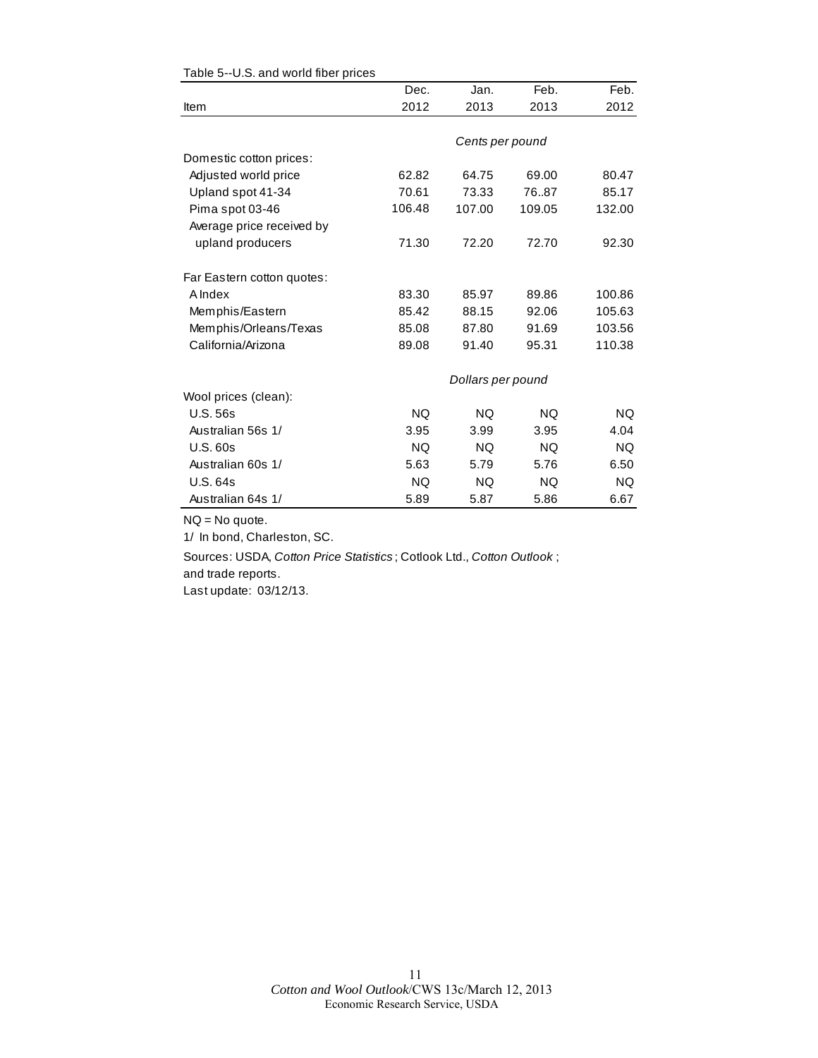Table 5--U.S. and world fiber prices

| Item | Dec. 2012 | Jan. 2013 | Feb. 2013 | Feb. 2012 |
|---|---|---|---|---|
| | *Cents per pound* | | | |
| Domestic cotton prices: | | | | |
| Adjusted world price | 62.82 | 64.75 | 69.00 | 80.47 |
| Upland spot 41-34 | 70.61 | 73.33 | 76..87 | 85.17 |
| Pima spot 03-46 | 106.48 | 107.00 | 109.05 | 132.00 |
| Average price received by upland producers | 71.30 | 72.20 | 72.70 | 92.30 |
| Far Eastern cotton quotes: | | | | |
| A Index | 83.30 | 85.97 | 89.86 | 100.86 |
| Memphis/Eastern | 85.42 | 88.15 | 92.06 | 105.63 |
| Memphis/Orleans/Texas | 85.08 | 87.80 | 91.69 | 103.56 |
| California/Arizona | 89.08 | 91.40 | 95.31 | 110.38 |
| | *Dollars per pound* | | | |
| Wool prices (clean): | | | | |
| U.S. 56s | NQ | NQ | NQ | NQ |
| Australian 56s 1/ | 3.95 | 3.99 | 3.95 | 4.04 |
| U.S. 60s | NQ | NQ | NQ | NQ |
| Australian 60s 1/ | 5.63 | 5.79 | 5.76 | 6.50 |
| U.S. 64s | NQ | NQ | NQ | NQ |
| Australian 64s 1/ | 5.89 | 5.87 | 5.86 | 6.67 |

NQ = No quote.

1/ In bond, Charleston, SC.

Sources: USDA, *Cotton Price Statistics*; Cotlook Ltd., *Cotton Outlook*; and trade reports.

Last update: 03/12/13.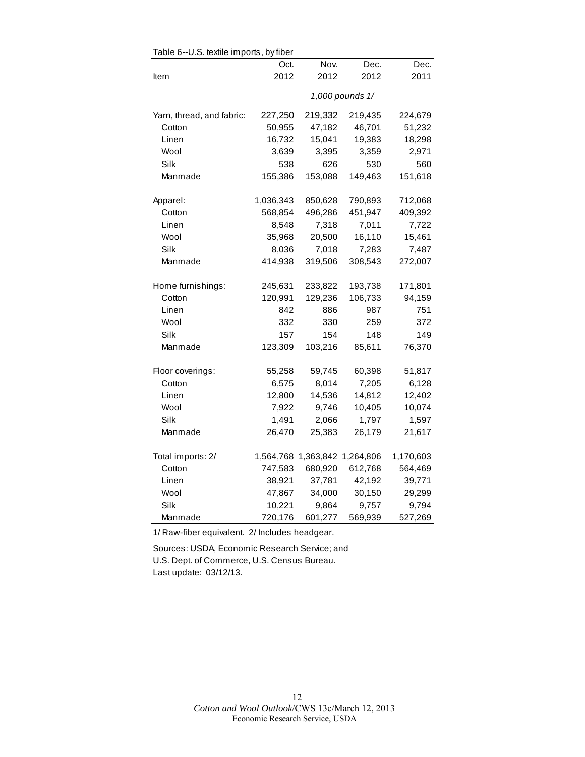Table 6--U.S. textile imports, by fiber

| Item | Oct. 2012 | Nov. 2012 | Dec. 2012 | Dec. 2011 |
|---|---|---|---|---|
| | *1,000 pounds 1/* | | | |
| Yarn, thread, and fabric: | 227,250 | 219,332 | 219,435 | 224,679 |
| Cotton | 50,955 | 47,182 | 46,701 | 51,232 |
| Linen | 16,732 | 15,041 | 19,383 | 18,298 |
| Wool | 3,639 | 3,395 | 3,359 | 2,971 |
| Silk | 538 | 626 | 530 | 560 |
| Manmade | 155,386 | 153,088 | 149,463 | 151,618 |
| Apparel: | 1,036,343 | 850,628 | 790,893 | 712,068 |
| Cotton | 568,854 | 496,286 | 451,947 | 409,392 |
| Linen | 8,548 | 7,318 | 7,011 | 7,722 |
| Wool | 35,968 | 20,500 | 16,110 | 15,461 |
| Silk | 8,036 | 7,018 | 7,283 | 7,487 |
| Manmade | 414,938 | 319,506 | 308,543 | 272,007 |
| Home furnishings: | 245,631 | 233,822 | 193,738 | 171,801 |
| Cotton | 120,991 | 129,236 | 106,733 | 94,159 |
| Linen | 842 | 886 | 987 | 751 |
| Wool | 332 | 330 | 259 | 372 |
| Silk | 157 | 154 | 148 | 149 |
| Manmade | 123,309 | 103,216 | 85,611 | 76,370 |
| Floor coverings: | 55,258 | 59,745 | 60,398 | 51,817 |
| Cotton | 6,575 | 8,014 | 7,205 | 6,128 |
| Linen | 12,800 | 14,536 | 14,812 | 12,402 |
| Wool | 7,922 | 9,746 | 10,405 | 10,074 |
| Silk | 1,491 | 2,066 | 1,797 | 1,597 |
| Manmade | 26,470 | 25,383 | 26,179 | 21,617 |
| Total imports: 2/ | 1,564,768 | 1,363,842 | 1,264,806 | 1,170,603 |
| Cotton | 747,583 | 680,920 | 612,768 | 564,469 |
| Linen | 38,921 | 37,781 | 42,192 | 39,771 |
| Wool | 47,867 | 34,000 | 30,150 | 29,299 |
| Silk | 10,221 | 9,864 | 9,757 | 9,794 |
| Manmade | 720,176 | 601,277 | 569,939 | 527,269 |

1/ Raw-fiber equivalent. 2/ Includes headgear.

Sources: USDA, Economic Research Service; and
U.S. Dept. of Commerce, U.S. Census Bureau.
Last update: 03/12/13.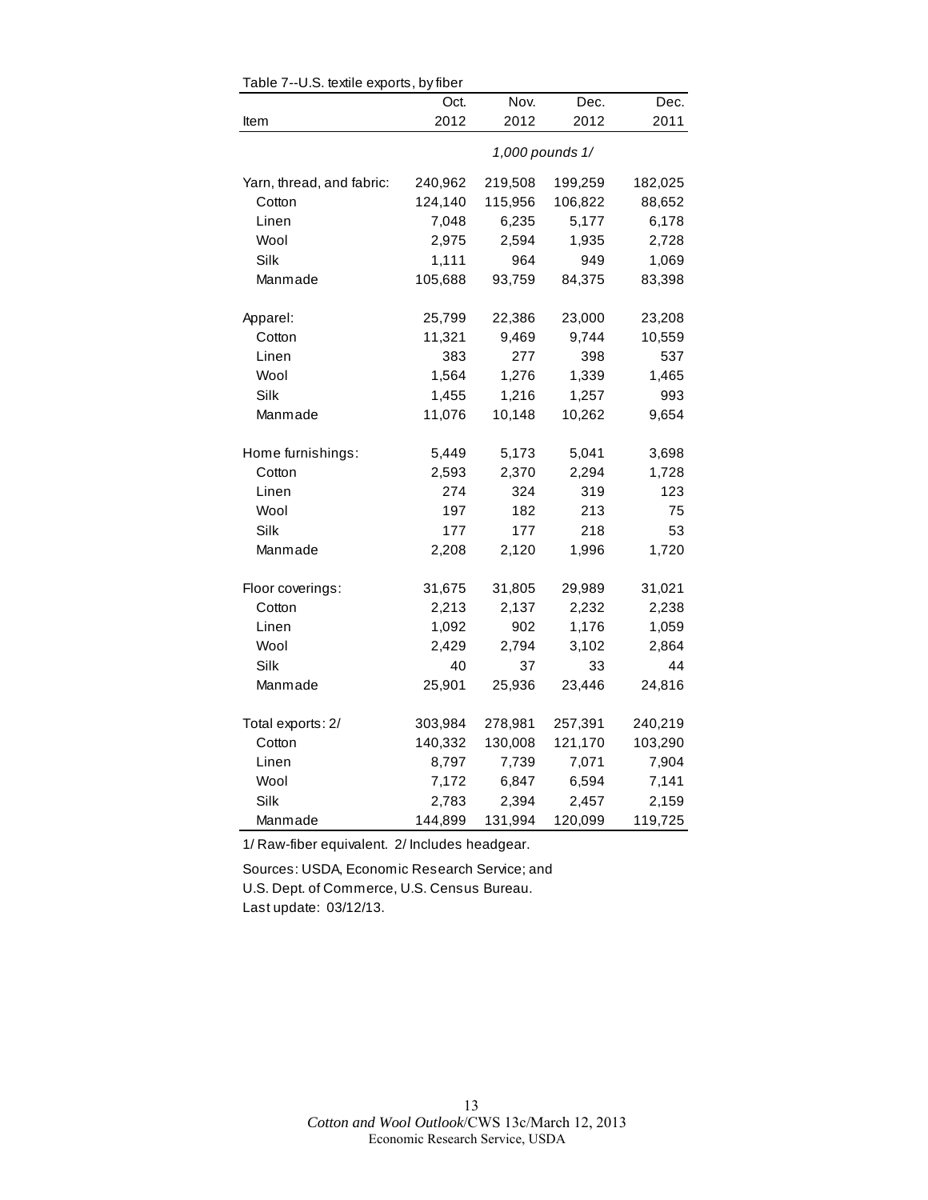Table 7--U.S. textile exports, by fiber

| Item | Oct. 2012 | Nov. 2012 | Dec. 2012 | Dec. 2011 |
|---|---|---|---|---|
| | *1,000 pounds 1/* | | | |
| Yarn, thread, and fabric: | 240,962 | 219,508 | 199,259 | 182,025 |
| Cotton | 124,140 | 115,956 | 106,822 | 88,652 |
| Linen | 7,048 | 6,235 | 5,177 | 6,178 |
| Wool | 2,975 | 2,594 | 1,935 | 2,728 |
| Silk | 1,111 | 964 | 949 | 1,069 |
| Manmade | 105,688 | 93,759 | 84,375 | 83,398 |
| Apparel: | 25,799 | 22,386 | 23,000 | 23,208 |
| Cotton | 11,321 | 9,469 | 9,744 | 10,559 |
| Linen | 383 | 277 | 398 | 537 |
| Wool | 1,564 | 1,276 | 1,339 | 1,465 |
| Silk | 1,455 | 1,216 | 1,257 | 993 |
| Manmade | 11,076 | 10,148 | 10,262 | 9,654 |
| Home furnishings: | 5,449 | 5,173 | 5,041 | 3,698 |
| Cotton | 2,593 | 2,370 | 2,294 | 1,728 |
| Linen | 274 | 324 | 319 | 123 |
| Wool | 197 | 182 | 213 | 75 |
| Silk | 177 | 177 | 218 | 53 |
| Manmade | 2,208 | 2,120 | 1,996 | 1,720 |
| Floor coverings: | 31,675 | 31,805 | 29,989 | 31,021 |
| Cotton | 2,213 | 2,137 | 2,232 | 2,238 |
| Linen | 1,092 | 902 | 1,176 | 1,059 |
| Wool | 2,429 | 2,794 | 3,102 | 2,864 |
| Silk | 40 | 37 | 33 | 44 |
| Manmade | 25,901 | 25,936 | 23,446 | 24,816 |
| Total exports: 2/ | 303,984 | 278,981 | 257,391 | 240,219 |
| Cotton | 140,332 | 130,008 | 121,170 | 103,290 |
| Linen | 8,797 | 7,739 | 7,071 | 7,904 |
| Wool | 7,172 | 6,847 | 6,594 | 7,141 |
| Silk | 2,783 | 2,394 | 2,457 | 2,159 |
| Manmade | 144,899 | 131,994 | 120,099 | 119,725 |

1/ Raw-fiber equivalent. 2/ Includes headgear.

Sources: USDA, Economic Research Service; and U.S. Dept. of Commerce, U.S. Census Bureau.

Last update: 03/12/13.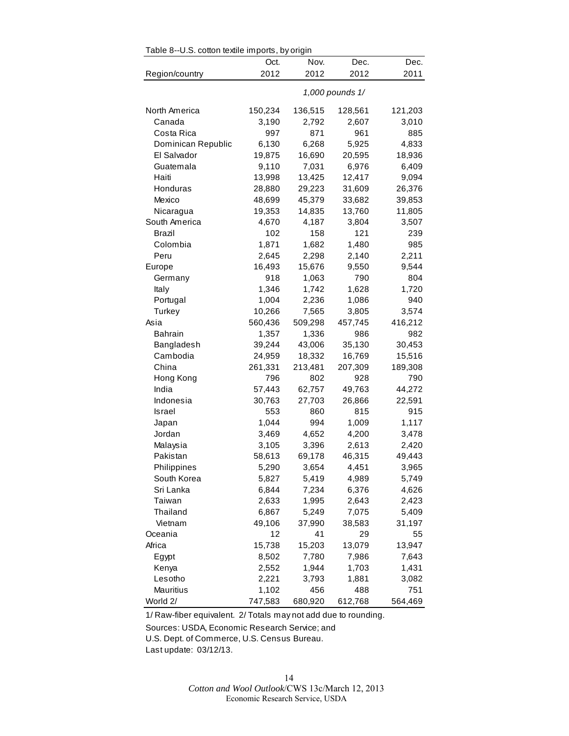Table 8--U.S. cotton textile imports, by origin

| Region/country | Oct. 2012 | Nov. 2012 | Dec. 2012 | Dec. 2011 |
|---|---|---|---|---|
| | | *1,000 pounds 1/* | | |
| North America | 150,234 | 136,515 | 128,561 | 121,203 |
| Canada | 3,190 | 2,792 | 2,607 | 3,010 |
| Costa Rica | 997 | 871 | 961 | 885 |
| Dominican Republic | 6,130 | 6,268 | 5,925 | 4,833 |
| El Salvador | 19,875 | 16,690 | 20,595 | 18,936 |
| Guatemala | 9,110 | 7,031 | 6,976 | 6,409 |
| Haiti | 13,998 | 13,425 | 12,417 | 9,094 |
| Honduras | 28,880 | 29,223 | 31,609 | 26,376 |
| Mexico | 48,699 | 45,379 | 33,682 | 39,853 |
| Nicaragua | 19,353 | 14,835 | 13,760 | 11,805 |
| South America | 4,670 | 4,187 | 3,804 | 3,507 |
| Brazil | 102 | 158 | 121 | 239 |
| Colombia | 1,871 | 1,682 | 1,480 | 985 |
| Peru | 2,645 | 2,298 | 2,140 | 2,211 |
| Europe | 16,493 | 15,676 | 9,550 | 9,544 |
| Germany | 918 | 1,063 | 790 | 804 |
| Italy | 1,346 | 1,742 | 1,628 | 1,720 |
| Portugal | 1,004 | 2,236 | 1,086 | 940 |
| Turkey | 10,266 | 7,565 | 3,805 | 3,574 |
| Asia | 560,436 | 509,298 | 457,745 | 416,212 |
| Bahrain | 1,357 | 1,336 | 986 | 982 |
| Bangladesh | 39,244 | 43,006 | 35,130 | 30,453 |
| Cambodia | 24,959 | 18,332 | 16,769 | 15,516 |
| China | 261,331 | 213,481 | 207,309 | 189,308 |
| Hong Kong | 796 | 802 | 928 | 790 |
| India | 57,443 | 62,757 | 49,763 | 44,272 |
| Indonesia | 30,763 | 27,703 | 26,866 | 22,591 |
| Israel | 553 | 860 | 815 | 915 |
| Japan | 1,044 | 994 | 1,009 | 1,117 |
| Jordan | 3,469 | 4,652 | 4,200 | 3,478 |
| Malaysia | 3,105 | 3,396 | 2,613 | 2,420 |
| Pakistan | 58,613 | 69,178 | 46,315 | 49,443 |
| Philippines | 5,290 | 3,654 | 4,451 | 3,965 |
| South Korea | 5,827 | 5,419 | 4,989 | 5,749 |
| Sri Lanka | 6,844 | 7,234 | 6,376 | 4,626 |
| Taiwan | 2,633 | 1,995 | 2,643 | 2,423 |
| Thailand | 6,867 | 5,249 | 7,075 | 5,409 |
| Vietnam | 49,106 | 37,990 | 38,583 | 31,197 |
| Oceania | 12 | 41 | 29 | 55 |
| Africa | 15,738 | 15,203 | 13,079 | 13,947 |
| Egypt | 8,502 | 7,780 | 7,986 | 7,643 |
| Kenya | 2,552 | 1,944 | 1,703 | 1,431 |
| Lesotho | 2,221 | 3,793 | 1,881 | 3,082 |
| Mauritius | 1,102 | 456 | 488 | 751 |
| World 2/ | 747,583 | 680,920 | 612,768 | 564,469 |

1/ Raw-fiber equivalent. 2/ Totals may not add due to rounding.

Sources: USDA, Economic Research Service; and
U.S. Dept. of Commerce, U.S. Census Bureau.
Last update: 03/12/13.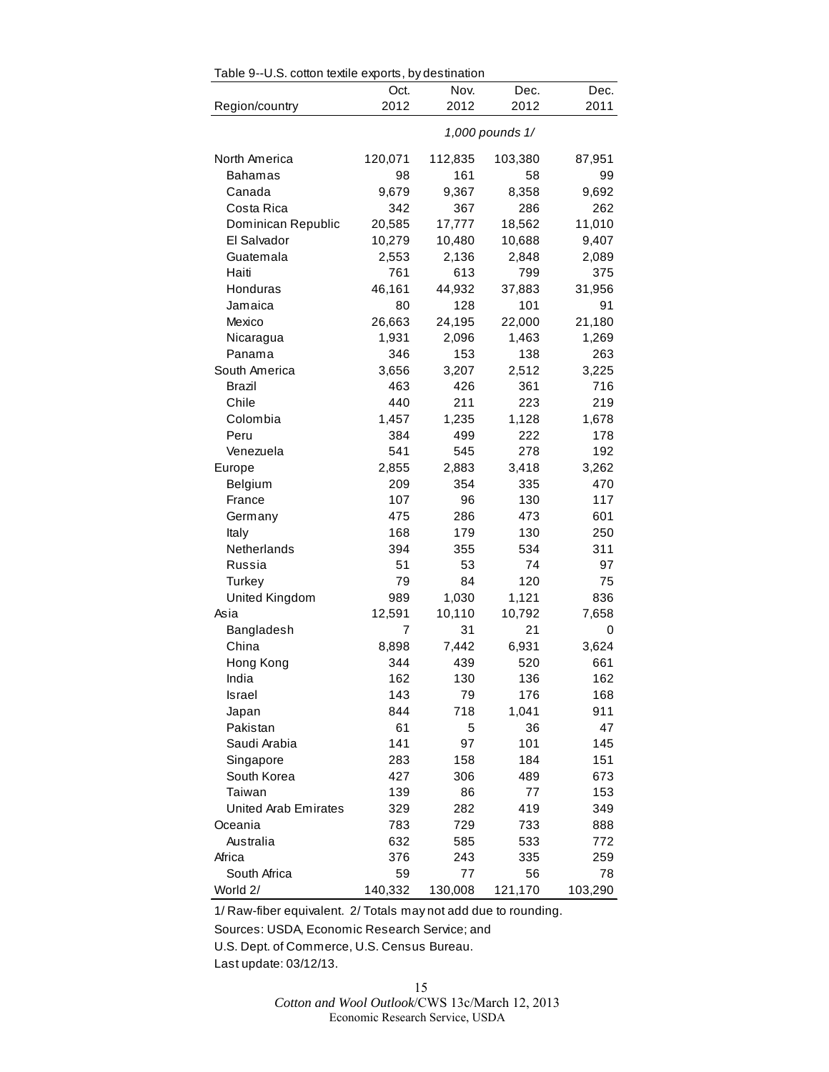Table 9--U.S. cotton textile exports, by destination

| Region/country | Oct. 2012 | Nov. 2012 | Dec. 2012 | Dec. 2011 |
|---|---|---|---|---|
| | | *1,000 pounds 1/* | | |
| North America | 120,071 | 112,835 | 103,380 | 87,951 |
| Bahamas | 98 | 161 | 58 | 99 |
| Canada | 9,679 | 9,367 | 8,358 | 9,692 |
| Costa Rica | 342 | 367 | 286 | 262 |
| Dominican Republic | 20,585 | 17,777 | 18,562 | 11,010 |
| El Salvador | 10,279 | 10,480 | 10,688 | 9,407 |
| Guatemala | 2,553 | 2,136 | 2,848 | 2,089 |
| Haiti | 761 | 613 | 799 | 375 |
| Honduras | 46,161 | 44,932 | 37,883 | 31,956 |
| Jamaica | 80 | 128 | 101 | 91 |
| Mexico | 26,663 | 24,195 | 22,000 | 21,180 |
| Nicaragua | 1,931 | 2,096 | 1,463 | 1,269 |
| Panama | 346 | 153 | 138 | 263 |
| South America | 3,656 | 3,207 | 2,512 | 3,225 |
| Brazil | 463 | 426 | 361 | 716 |
| Chile | 440 | 211 | 223 | 219 |
| Colombia | 1,457 | 1,235 | 1,128 | 1,678 |
| Peru | 384 | 499 | 222 | 178 |
| Venezuela | 541 | 545 | 278 | 192 |
| Europe | 2,855 | 2,883 | 3,418 | 3,262 |
| Belgium | 209 | 354 | 335 | 470 |
| France | 107 | 96 | 130 | 117 |
| Germany | 475 | 286 | 473 | 601 |
| Italy | 168 | 179 | 130 | 250 |
| Netherlands | 394 | 355 | 534 | 311 |
| Russia | 51 | 53 | 74 | 97 |
| Turkey | 79 | 84 | 120 | 75 |
| United Kingdom | 989 | 1,030 | 1,121 | 836 |
| Asia | 12,591 | 10,110 | 10,792 | 7,658 |
| Bangladesh | 7 | 31 | 21 | 0 |
| China | 8,898 | 7,442 | 6,931 | 3,624 |
| Hong Kong | 344 | 439 | 520 | 661 |
| India | 162 | 130 | 136 | 162 |
| Israel | 143 | 79 | 176 | 168 |
| Japan | 844 | 718 | 1,041 | 911 |
| Pakistan | 61 | 5 | 36 | 47 |
| Saudi Arabia | 141 | 97 | 101 | 145 |
| Singapore | 283 | 158 | 184 | 151 |
| South Korea | 427 | 306 | 489 | 673 |
| Taiwan | 139 | 86 | 77 | 153 |
| United Arab Emirates | 329 | 282 | 419 | 349 |
| Oceania | 783 | 729 | 733 | 888 |
| Australia | 632 | 585 | 533 | 772 |
| Africa | 376 | 243 | 335 | 259 |
| South Africa | 59 | 77 | 56 | 78 |
| World 2/ | 140,332 | 130,008 | 121,170 | 103,290 |

1/ Raw-fiber equivalent. 2/ Totals may not add due to rounding.

Sources: USDA, Economic Research Service; and U.S. Dept. of Commerce, U.S. Census Bureau.

Last update: 03/12/13.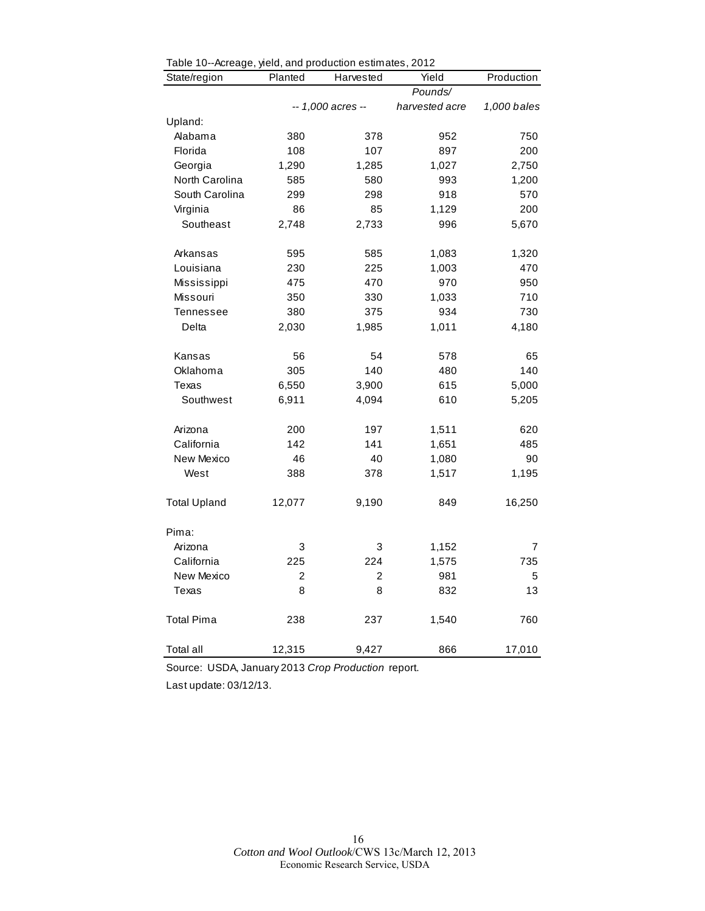Table 10--Acreage, yield, and production estimates, 2012

| State/region | Planted | Harvested | Yield | Production |
|---|---|---|---|---|
| | | | *Pounds/* | |
| | *-- 1,000 acres --* | | *harvested acre* | *1,000 bales* |
| Upland: | | | | |
| Alabama | 380 | 378 | 952 | 750 |
| Florida | 108 | 107 | 897 | 200 |
| Georgia | 1,290 | 1,285 | 1,027 | 2,750 |
| North Carolina | 585 | 580 | 993 | 1,200 |
| South Carolina | 299 | 298 | 918 | 570 |
| Virginia | 86 | 85 | 1,129 | 200 |
| Southeast | 2,748 | 2,733 | 996 | 5,670 |
| | | | | |
| Arkansas | 595 | 585 | 1,083 | 1,320 |
| Louisiana | 230 | 225 | 1,003 | 470 |
| Mississippi | 475 | 470 | 970 | 950 |
| Missouri | 350 | 330 | 1,033 | 710 |
| Tennessee | 380 | 375 | 934 | 730 |
| Delta | 2,030 | 1,985 | 1,011 | 4,180 |
| | | | | |
| Kansas | 56 | 54 | 578 | 65 |
| Oklahoma | 305 | 140 | 480 | 140 |
| Texas | 6,550 | 3,900 | 615 | 5,000 |
| Southwest | 6,911 | 4,094 | 610 | 5,205 |
| | | | | |
| Arizona | 200 | 197 | 1,511 | 620 |
| California | 142 | 141 | 1,651 | 485 |
| New Mexico | 46 | 40 | 1,080 | 90 |
| West | 388 | 378 | 1,517 | 1,195 |
| | | | | |
| Total Upland | 12,077 | 9,190 | 849 | 16,250 |
| | | | | |
| Pima: | | | | |
| Arizona | 3 | 3 | 1,152 | 7 |
| California | 225 | 224 | 1,575 | 735 |
| New Mexico | 2 | 2 | 981 | 5 |
| Texas | 8 | 8 | 832 | 13 |
| | | | | |
| Total Pima | 238 | 237 | 1,540 | 760 |
| | | | | |
| Total all | 12,315 | 9,427 | 866 | 17,010 |

Source: USDA, January 2013 *Crop Production* report.

Last update: 03/12/13.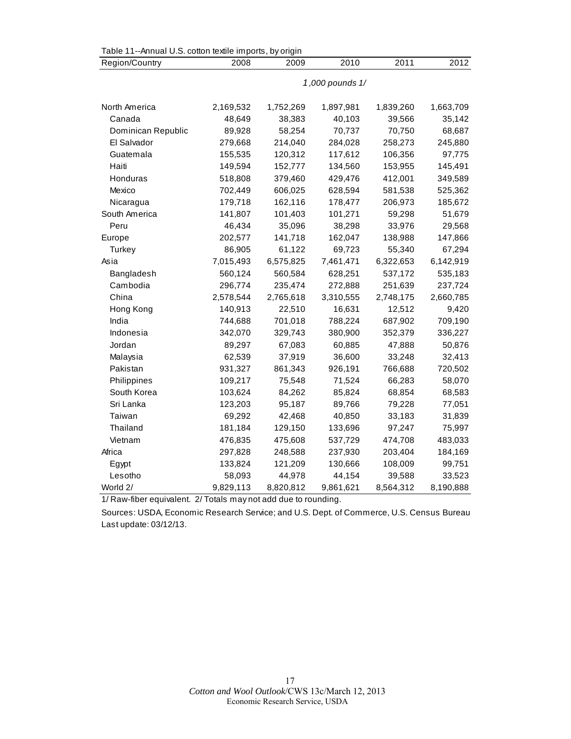Table 11--Annual U.S. cotton textile imports, by origin

| Region/Country | 2008 | 2009 | 2010 | 2011 | 2012 |
|---|---|---|---|---|---|
| | *1,000 pounds 1/* | | | | |
| North America | 2,169,532 | 1,752,269 | 1,897,981 | 1,839,260 | 1,663,709 |
| Canada | 48,649 | 38,383 | 40,103 | 39,566 | 35,142 |
| Dominican Republic | 89,928 | 58,254 | 70,737 | 70,750 | 68,687 |
| El Salvador | 279,668 | 214,040 | 284,028 | 258,273 | 245,880 |
| Guatemala | 155,535 | 120,312 | 117,612 | 106,356 | 97,775 |
| Haiti | 149,594 | 152,777 | 134,560 | 153,955 | 145,491 |
| Honduras | 518,808 | 379,460 | 429,476 | 412,001 | 349,589 |
| Mexico | 702,449 | 606,025 | 628,594 | 581,538 | 525,362 |
| Nicaragua | 179,718 | 162,116 | 178,477 | 206,973 | 185,672 |
| South America | 141,807 | 101,403 | 101,271 | 59,298 | 51,679 |
| Peru | 46,434 | 35,096 | 38,298 | 33,976 | 29,568 |
| Europe | 202,577 | 141,718 | 162,047 | 138,988 | 147,866 |
| Turkey | 86,905 | 61,122 | 69,723 | 55,340 | 67,294 |
| Asia | 7,015,493 | 6,575,825 | 7,461,471 | 6,322,653 | 6,142,919 |
| Bangladesh | 560,124 | 560,584 | 628,251 | 537,172 | 535,183 |
| Cambodia | 296,774 | 235,474 | 272,888 | 251,639 | 237,724 |
| China | 2,578,544 | 2,765,618 | 3,310,555 | 2,748,175 | 2,660,785 |
| Hong Kong | 140,913 | 22,510 | 16,631 | 12,512 | 9,420 |
| India | 744,688 | 701,018 | 788,224 | 687,902 | 709,190 |
| Indonesia | 342,070 | 329,743 | 380,900 | 352,379 | 336,227 |
| Jordan | 89,297 | 67,083 | 60,885 | 47,888 | 50,876 |
| Malaysia | 62,539 | 37,919 | 36,600 | 33,248 | 32,413 |
| Pakistan | 931,327 | 861,343 | 926,191 | 766,688 | 720,502 |
| Philippines | 109,217 | 75,548 | 71,524 | 66,283 | 58,070 |
| South Korea | 103,624 | 84,262 | 85,824 | 68,854 | 68,583 |
| Sri Lanka | 123,203 | 95,187 | 89,766 | 79,228 | 77,051 |
| Taiwan | 69,292 | 42,468 | 40,850 | 33,183 | 31,839 |
| Thailand | 181,184 | 129,150 | 133,696 | 97,247 | 75,997 |
| Vietnam | 476,835 | 475,608 | 537,729 | 474,708 | 483,033 |
| Africa | 297,828 | 248,588 | 237,930 | 203,404 | 184,169 |
| Egypt | 133,824 | 121,209 | 130,666 | 108,009 | 99,751 |
| Lesotho | 58,093 | 44,978 | 44,154 | 39,588 | 33,523 |
| World 2/ | 9,829,113 | 8,820,812 | 9,861,621 | 8,564,312 | 8,190,888 |

1/ Raw-fiber equivalent. 2/ Totals may not add due to rounding.

Sources: USDA, Economic Research Service; and U.S. Dept. of Commerce, U.S. Census Bureau

Last update: 03/12/13.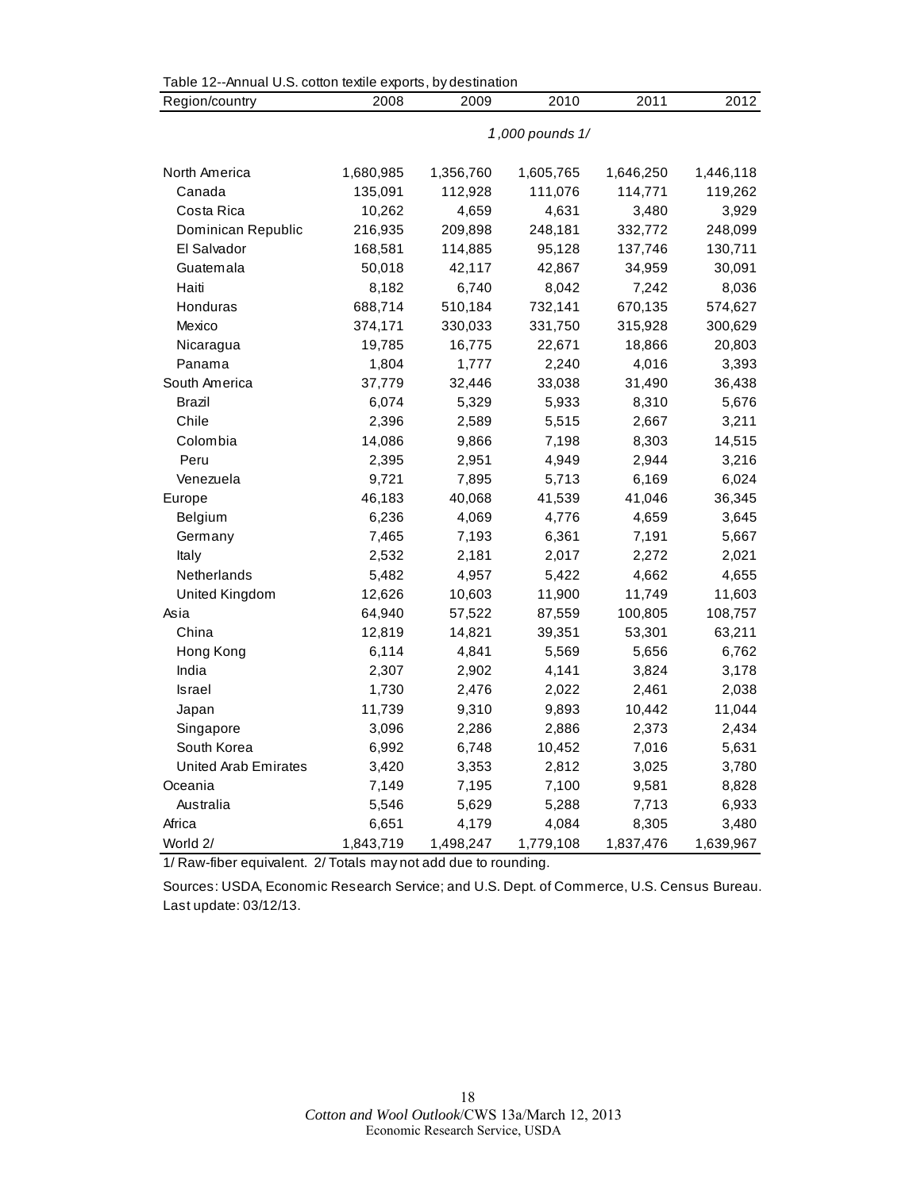Table 12--Annual U.S. cotton textile exports, by destination

| Region/country | 2008 | 2009 | 2010 | 2011 | 2012 |
|---|---|---|---|---|---|
| | | | *1,000 pounds 1/* | | |
| North America | 1,680,985 | 1,356,760 | 1,605,765 | 1,646,250 | 1,446,118 |
| Canada | 135,091 | 112,928 | 111,076 | 114,771 | 119,262 |
| Costa Rica | 10,262 | 4,659 | 4,631 | 3,480 | 3,929 |
| Dominican Republic | 216,935 | 209,898 | 248,181 | 332,772 | 248,099 |
| El Salvador | 168,581 | 114,885 | 95,128 | 137,746 | 130,711 |
| Guatemala | 50,018 | 42,117 | 42,867 | 34,959 | 30,091 |
| Haiti | 8,182 | 6,740 | 8,042 | 7,242 | 8,036 |
| Honduras | 688,714 | 510,184 | 732,141 | 670,135 | 574,627 |
| Mexico | 374,171 | 330,033 | 331,750 | 315,928 | 300,629 |
| Nicaragua | 19,785 | 16,775 | 22,671 | 18,866 | 20,803 |
| Panama | 1,804 | 1,777 | 2,240 | 4,016 | 3,393 |
| South America | 37,779 | 32,446 | 33,038 | 31,490 | 36,438 |
| Brazil | 6,074 | 5,329 | 5,933 | 8,310 | 5,676 |
| Chile | 2,396 | 2,589 | 5,515 | 2,667 | 3,211 |
| Colombia | 14,086 | 9,866 | 7,198 | 8,303 | 14,515 |
| Peru | 2,395 | 2,951 | 4,949 | 2,944 | 3,216 |
| Venezuela | 9,721 | 7,895 | 5,713 | 6,169 | 6,024 |
| Europe | 46,183 | 40,068 | 41,539 | 41,046 | 36,345 |
| Belgium | 6,236 | 4,069 | 4,776 | 4,659 | 3,645 |
| Germany | 7,465 | 7,193 | 6,361 | 7,191 | 5,667 |
| Italy | 2,532 | 2,181 | 2,017 | 2,272 | 2,021 |
| Netherlands | 5,482 | 4,957 | 5,422 | 4,662 | 4,655 |
| United Kingdom | 12,626 | 10,603 | 11,900 | 11,749 | 11,603 |
| Asia | 64,940 | 57,522 | 87,559 | 100,805 | 108,757 |
| China | 12,819 | 14,821 | 39,351 | 53,301 | 63,211 |
| Hong Kong | 6,114 | 4,841 | 5,569 | 5,656 | 6,762 |
| India | 2,307 | 2,902 | 4,141 | 3,824 | 3,178 |
| Israel | 1,730 | 2,476 | 2,022 | 2,461 | 2,038 |
| Japan | 11,739 | 9,310 | 9,893 | 10,442 | 11,044 |
| Singapore | 3,096 | 2,286 | 2,886 | 2,373 | 2,434 |
| South Korea | 6,992 | 6,748 | 10,452 | 7,016 | 5,631 |
| United Arab Emirates | 3,420 | 3,353 | 2,812 | 3,025 | 3,780 |
| Oceania | 7,149 | 7,195 | 7,100 | 9,581 | 8,828 |
| Australia | 5,546 | 5,629 | 5,288 | 7,713 | 6,933 |
| Africa | 6,651 | 4,179 | 4,084 | 8,305 | 3,480 |
| World 2/ | 1,843,719 | 1,498,247 | 1,779,108 | 1,837,476 | 1,639,967 |

1/ Raw-fiber equivalent. 2/ Totals may not add due to rounding.

Sources: USDA, Economic Research Service; and U.S. Dept. of Commerce, U.S. Census Bureau.
Last update: 03/12/13.